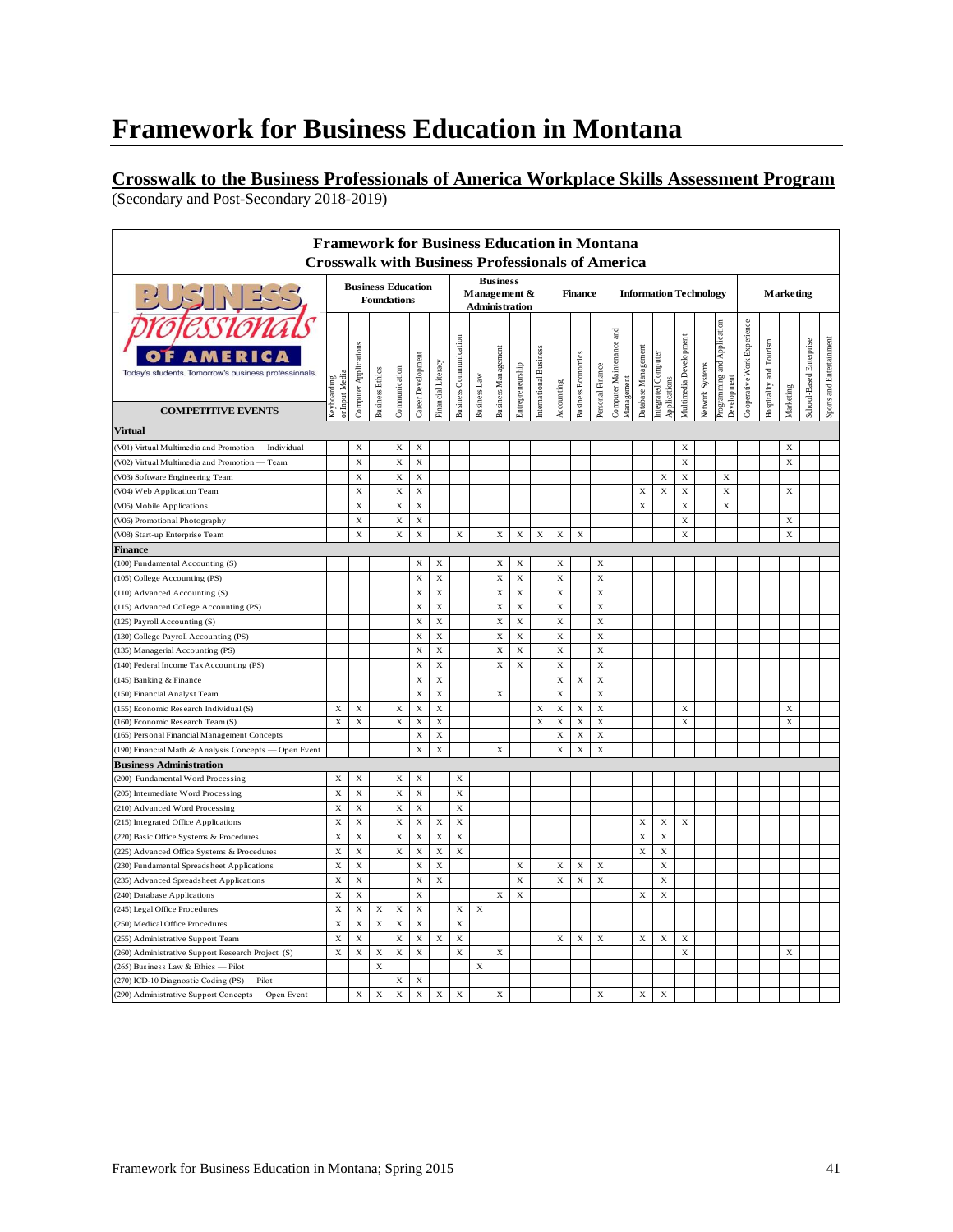# Framework for Business Education in Montana

## Crosswalk to the Business Professionals of America Workplace Skills Assessment Program

(Secondary and Post-Secondary 2018-2019)

**Framework for Business Education in Montana**
**Crosswalk with Business Professionals of America**

| BUSINESS professionals OF AMERICA — Today's students. Tomorrow's business professionals. | Business Education Foundations | | | | | | Business Management & Administration | | | | | Finance | | | Information Technology | | | | | | Marketing | | | | |
|---|---|---|---|---|---|---|---|---|---|---|---|---|---|---|---|---|---|---|---|---|---|---|---|---|---|
| **COMPETITIVE EVENTS** | Keyboarding or Input Media | Computer Applications | Business Ethics | Communication | Career Development | Financial Literacy | Business Communication | Business Law | Business Management | Entrepreneurship | International Business | Accounting | Business Economics | Personal Finance | Computer Maintenance and Management | Database Management | Integrated Computer Applications | Multimedia Development | Network Systems | Programming and Application Development | Cooperative Work Experience | Hospitality and Tourism | Marketing | School-Based Enterprise | Sports and Entertainment |
| **Virtual** | | | | | | | | | | | | | | | | | | | | | | | | | |
| (V01) Virtual Multimedia and Promotion — Individual | | X | | X | X | | | | | | | | | | | | | X | | | | | X | | |
| (V02) Virtual Multimedia and Promotion — Team | | X | | X | X | | | | | | | | | | | | | X | | | | | X | | |
| (V03) Software Engineering Team | | X | | X | X | | | | | | | | | | | | X | X | | X | | | | | |
| (V04) Web Application Team | | X | | X | X | | | | | | | | | | | X | X | X | | X | | | X | | |
| (V05) Mobile Applications | | X | | X | X | | | | | | | | | | | X | | X | | X | | | | | |
| (V06) Promotional Photography | | X | | X | X | | | | | | | | | | | | | X | | | | | X | | |
| (V08) Start-up Enterprise Team | | X | | X | X | | X | | X | X | X | X | X | | | | | X | | | | | X | | |
| **Finance** | | | | | | | | | | | | | | | | | | | | | | | | | |
| (100) Fundamental Accounting (S) | | | | | X | X | | | X | X | | X | | X | | | | | | | | | | | |
| (105) College Accounting (PS) | | | | | X | X | | | X | X | | X | | X | | | | | | | | | | | |
| (110) Advanced Accounting (S) | | | | | X | X | | | X | X | | X | | X | | | | | | | | | | | |
| (115) Advanced College Accounting (PS) | | | | | X | X | | | X | X | | X | | X | | | | | | | | | | | |
| (125) Payroll Accounting (S) | | | | | X | X | | | X | X | | X | | X | | | | | | | | | | | |
| (130) College Payroll Accounting (PS) | | | | | X | X | | | X | X | | X | | X | | | | | | | | | | | |
| (135) Managerial Accounting (PS) | | | | | X | X | | | X | X | | X | | X | | | | | | | | | | | |
| (140) Federal Income Tax Accounting (PS) | | | | | X | X | | | X | X | | X | | X | | | | | | | | | | | |
| (145) Banking & Finance | | | | | X | X | | | | | | X | X | X | | | | | | | | | | | |
| (150) Financial Analyst Team | | | | | X | X | | | X | | | X | | X | | | | | | | | | | | |
| (155) Economic Research Individual (S) | X | X | | X | X | X | | | | | X | X | X | X | | | | X | | | | | X | | |
| (160) Economic Research Team (S) | X | X | | X | X | X | | | | | X | X | X | X | | | | X | | | | | X | | |
| (165) Personal Financial Management Concepts | | | | | X | X | | | | | | X | X | X | | | | | | | | | | | |
| (190) Financial Math & Analysis Concepts — Open Event | | | | | X | X | | | X | | | X | X | X | | | | | | | | | | | |
| **Business Administration** | | | | | | | | | | | | | | | | | | | | | | | | | |
| (200) Fundamental Word Processing | X | X | | X | X | | X | | | | | | | | | | | | | | | | | | |
| (205) Intermediate Word Processing | X | X | | X | X | | X | | | | | | | | | | | | | | | | | | |
| (210) Advanced Word Processing | X | X | | X | X | | X | | | | | | | | | | | | | | | | | | |
| (215) Integrated Office Applications | X | X | | X | X | X | X | | | | | | | | | X | X | X | | | | | | | |
| (220) Basic Office Systems & Procedures | X | X | | X | X | X | X | | | | | | | | | X | X | | | | | | | | |
| (225) Advanced Office Systems & Procedures | X | X | | X | X | X | X | | | | | | | | | X | X | | | | | | | | |
| (230) Fundamental Spreadsheet Applications | X | X | | | X | X | | | | X | | X | X | X | | | X | | | | | | | | |
| (235) Advanced Spreadsheet Applications | X | X | | | X | X | | | | X | | X | X | X | | | X | | | | | | | | |
| (240) Database Applications | X | X | | | X | | | | X | X | | | | | | X | X | | | | | | | | |
| (245) Legal Office Procedures | X | X | X | X | X | | X | X | | | | | | | | | | | | | | | | | |
| (250) Medical Office Procedures | X | X | X | X | X | | X | | | | | | | | | | | | | | | | | | |
| (255) Administrative Support Team | X | X | | X | X | X | X | | | | | X | X | X | | X | X | X | | | | | | | |
| (260) Administrative Support Research Project (S) | X | X | X | X | X | | X | | X | | | | | | | | | X | | | | | X | | |
| (265) Business Law & Ethics — Pilot | | | X | | | | | X | | | | | | | | | | | | | | | | | |
| (270) ICD-10 Diagnostic Coding (PS) — Pilot | | | | X | X | | | | | | | | | | | | | | | | | | | | |
| (290) Administrative Support Concepts — Open Event | | X | X | X | X | X | X | | X | | | | | X | | X | X | | | | | | | | |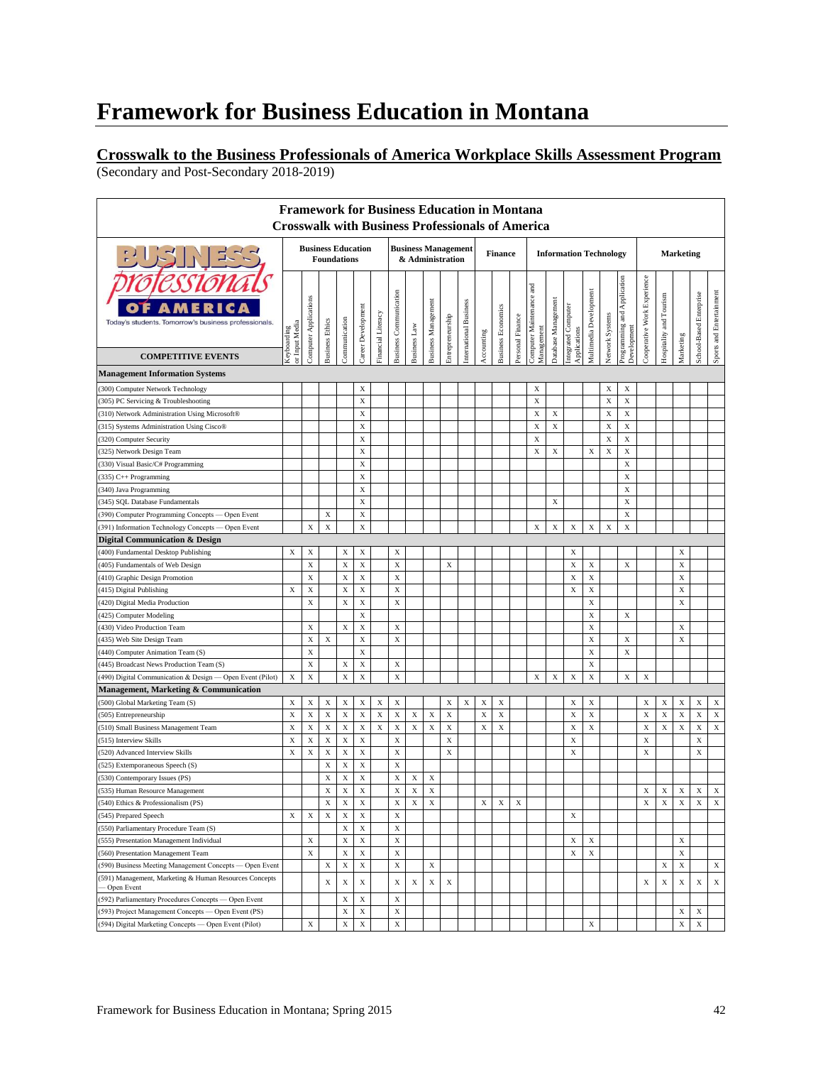# Framework for Business Education in Montana

## Crosswalk to the Business Professionals of America Workplace Skills Assessment Program

(Secondary and Post-Secondary 2018-2019)

**Framework for Business Education in Montana**
**Crosswalk with Business Professionals of America**

| COMPETITIVE EVENTS | Business Education Foundations | | | | | | Business Management & Administration | | | | | Finance | | | Information Technology | | | | | | Marketing | | | | |
|---|---|---|---|---|---|---|---|---|---|---|---|---|---|---|---|---|---|---|---|---|---|---|---|---|---|
| | Keyboarding or Input Media | Computer Applications | Business Ethics | Communication | Career Development | Financial Literacy | Business Communication | Business Law | Business Management | Entrepreneurship | International Business | Accounting | Business Economics | Personal Finance | Computer Maintenance and Management | Database Management | Integrated Computer Applications | Multimedia Development | Network Systems | Programming and Application Development | Cooperative Work Experience | Hospitality and Tourism | Marketing | School-Based Enterprise | Sports and Entertainment |
| **Management Information Systems** | | | | | | | | | | | | | | | | | | | | | | | | | |
| (300) Computer Network Technology | | | | | X | | | | | | | | | | X | | | | X | X | | | | | |
| (305) PC Servicing & Troubleshooting | | | | | X | | | | | | | | | | X | | | | X | X | | | | | |
| (310) Network Administration Using Microsoft® | | | | | X | | | | | | | | | | X | X | | | X | X | | | | | |
| (315) Systems Administration Using Cisco® | | | | | X | | | | | | | | | | X | X | | | X | X | | | | | |
| (320) Computer Security | | | | | X | | | | | | | | | | X | | | | X | X | | | | | |
| (325) Network Design Team | | | | | X | | | | | | | | | | X | X | | X | X | X | | | | | |
| (330) Visual Basic/C# Programming | | | | | X | | | | | | | | | | | | | | | X | | | | | |
| (335) C++ Programming | | | | | X | | | | | | | | | | | | | | | X | | | | | |
| (340) Java Programming | | | | | X | | | | | | | | | | | | | | | X | | | | | |
| (345) SQL Database Fundamentals | | | | | X | | | | | | | | | | | X | | | | X | | | | | |
| (390) Computer Programming Concepts — Open Event | | | X | | X | | | | | | | | | | | | | | | X | | | | | |
| (391) Information Technology Concepts — Open Event | | X | X | | X | | | | | | | | | | X | X | X | X | X | X | | | | | |
| **Digital Communication & Design** | | | | | | | | | | | | | | | | | | | | | | | | | |
| (400) Fundamental Desktop Publishing | X | X | | X | X | | X | | | | | | | | | | X | | | | | | X | | |
| (405) Fundamentals of Web Design | | X | | X | X | | X | | | X | | | | | | | X | X | | X | | | X | | |
| (410) Graphic Design Promotion | | X | | X | X | | X | | | | | | | | | | X | X | | | | | X | | |
| (415) Digital Publishing | X | X | | X | X | | X | | | | | | | | | | X | X | | | | | X | | |
| (420) Digital Media Production | | X | | X | X | | X | | | | | | | | | | | X | | | | | X | | |
| (425) Computer Modeling | | | | | X | | | | | | | | | | | | | X | | X | | | | | |
| (430) Video Production Team | | X | | X | X | | X | | | | | | | | | | | X | | | | | X | | |
| (435) Web Site Design Team | | X | X | | X | | X | | | | | | | | | | | X | | X | | | X | | |
| (440) Computer Animation Team (S) | | X | | | X | | | | | | | | | | | | | X | | X | | | | | |
| (445) Broadcast News Production Team (S) | | X | | X | X | | X | | | | | | | | | | | X | | | | | | | |
| (490) Digital Communication & Design — Open Event (Pilot) | X | X | | X | X | | X | | | | | | | | X | X | X | X | | X | X | | | | |
| **Management, Marketing & Communication** | | | | | | | | | | | | | | | | | | | | | | | | | |
| (500) Global Marketing Team (S) | X | X | X | X | X | X | X | | | X | X | X | X | | | | X | X | | | X | X | X | X | X |
| (505) Entrepreneurship | X | X | X | X | X | X | X | X | X | X | | X | X | | | | X | X | | | X | X | X | X | X |
| (510) Small Business Management Team | X | X | X | X | X | X | X | X | X | X | | X | X | | | | X | X | | | X | X | X | X | X |
| (515) Interview Skills | X | X | X | X | X | | X | | | X | | | | | | | X | | | | X | | | X | |
| (520) Advanced Interview Skills | X | X | X | X | X | | X | | | X | | | | | | | X | | | | X | | | X | |
| (525) Extemporaneous Speech (S) | | | X | X | X | | X | | | | | | | | | | | | | | | | | | |
| (530) Contemporary Issues (PS) | | | X | X | X | | X | X | X | | | | | | | | | | | | | | | | |
| (535) Human Resource Management | | | X | X | X | | X | X | X | | | | | | | | | | | | X | X | X | X | X |
| (540) Ethics & Professionalism (PS) | | | X | X | X | | X | X | X | | | X | X | X | | | | | | | X | X | X | X | X |
| (545) Prepared Speech | X | X | X | X | X | | X | | | | | | | | | | X | | | | | | | | |
| (550) Parliamentary Procedure Team (S) | | | | X | X | | X | | | | | | | | | | | | | | | | | | |
| (555) Presentation Management Individual | | X | | X | X | | X | | | | | | | | | | X | X | | | | | X | | |
| (560) Presentation Management Team | | X | | X | X | | X | | | | | | | | | | X | X | | | | | X | | |
| (590) Business Meeting Management Concepts — Open Event | | | X | X | X | | X | | X | | | | | | | | | | | | | X | X | | X |
| (591) Management, Marketing & Human Resources Concepts — Open Event | | | X | X | X | | X | X | X | X | | | | | | | | | | | X | X | X | X | X |
| (592) Parliamentary Procedures Concepts — Open Event | | | | X | X | | X | | | | | | | | | | | | | | | | | | |
| (593) Project Management Concepts — Open Event (PS) | | | | X | X | | X | | | | | | | | | | | | | | | | X | X | |
| (594) Digital Marketing Concepts — Open Event (Pilot) | | X | | X | X | | X | | | | | | | | | | | X | | | | | X | X | |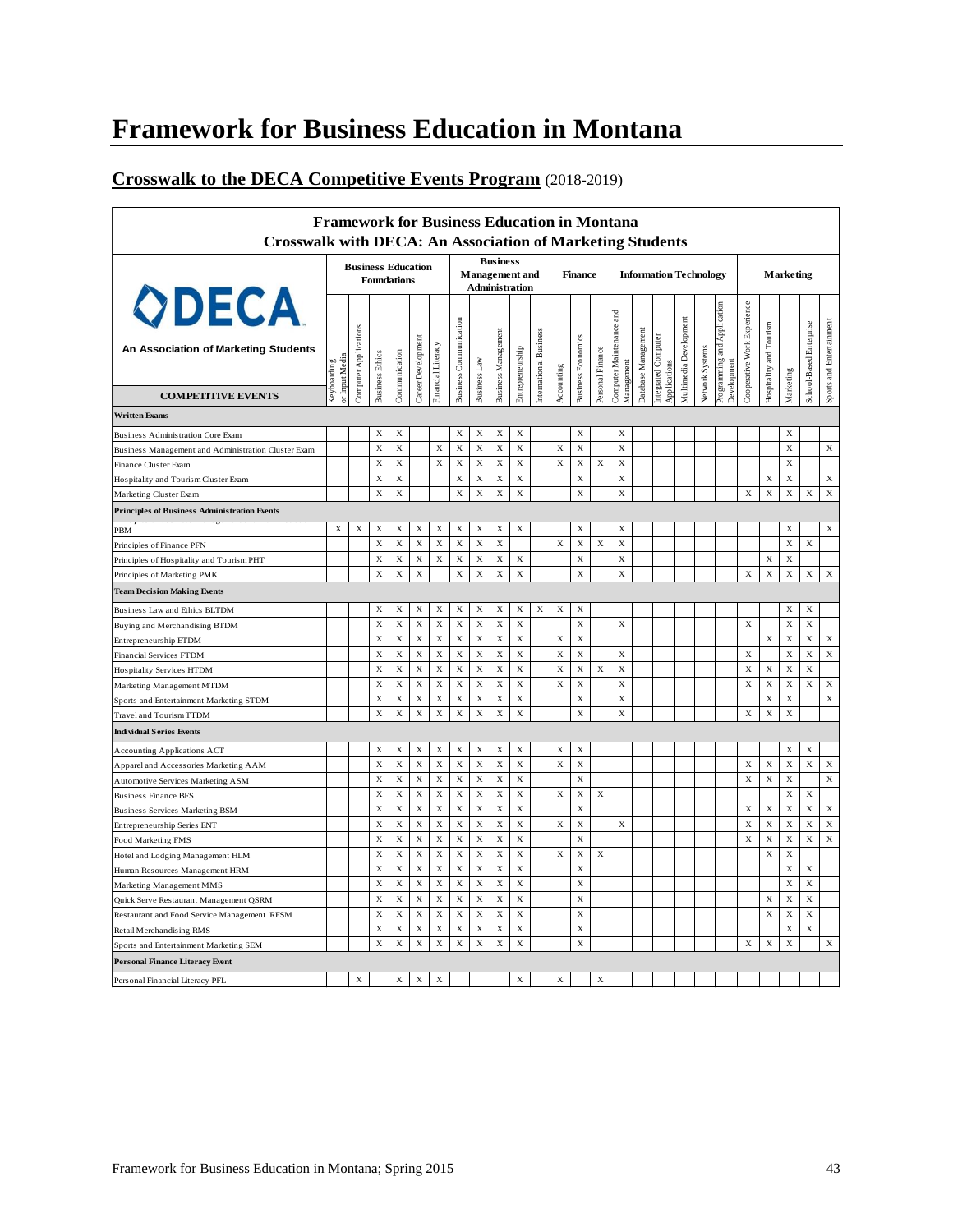# Framework for Business Education in Montana

## Crosswalk to the DECA Competitive Events Program (2018-2019)

**Framework for Business Education in Montana**
**Crosswalk with DECA: An Association of Marketing Students**

DECA
An Association of Marketing Students

| | Business Education Foundations | | | | | | Business Management and Administration | | | | | Finance | | | Information Technology | | | | | | Marketing | | | | |
|---|---|---|---|---|---|---|---|---|---|---|---|---|---|---|---|---|---|---|---|---|---|---|---|---|---|
| **COMPETITIVE EVENTS** | Keyboarding or Input Media | Computer Applications | Business Ethics | Communication | Career Development | Financial Literacy | Business Communication | Business Law | Business Management | Entrepreneurship | International Business | Accounting | Business Economics | Personal Finance | Computer Maintenance and Management | Database Management | Integrated Computer Applications | Multimedia Development | Network Systems | Programming and Application Development | Cooperative Work Experience | Hospitality and Tourism | Marketing | School-Based Enterprise | Sports and Entertainment |
| **Written Exams** | | | | | | | | | | | | | | | | | | | | | | | | | |
| Business Administration Core Exam | | | X | X | | | X | X | X | X | | | X | | X | | | | | | | | X | | |
| Business Management and Administration Cluster Exam | | | X | X | | X | X | X | X | X | | X | X | | X | | | | | | | | X | | X |
| Finance Cluster Exam | | | X | X | | X | X | X | X | X | | X | X | X | X | | | | | | | | X | | |
| Hospitality and Tourism Cluster Exam | | | X | X | | | X | X | X | X | | | X | | X | | | | | | | X | X | | X |
| Marketing Cluster Exam | | | X | X | | | X | X | X | X | | | X | | X | | | | | | X | X | X | X | X |
| **Principles of Business Administration Events** | | | | | | | | | | | | | | | | | | | | | | | | | |
| PBM | X | X | X | X | X | X | X | X | X | X | | | X | | X | | | | | | | | X | | X |
| Principles of Finance PFN | | | X | X | X | X | X | X | X | | | X | X | X | X | | | | | | | | X | X | |
| Principles of Hospitality and Tourism PHT | | | X | X | X | X | X | X | X | X | | | X | | X | | | | | | | X | X | | |
| Principles of Marketing PMK | | | X | X | X | | X | X | X | X | | | X | | X | | | | | | X | X | X | X | X |
| **Team Decision Making Events** | | | | | | | | | | | | | | | | | | | | | | | | | |
| Business Law and Ethics BLTDM | | | X | X | X | X | X | X | X | X | X | X | X | | | | | | | | | | X | X | |
| Buying and Merchandising BTDM | | | X | X | X | X | X | X | X | X | | | X | | X | | | | | | X | | X | X | |
| Entrepreneurship ETDM | | | X | X | X | X | X | X | X | X | | X | X | | | | | | | | | X | X | X | X |
| Financial Services FTDM | | | X | X | X | X | X | X | X | X | | X | X | | X | | | | | | X | | X | X | X |
| Hospitality Services HTDM | | | X | X | X | X | X | X | X | X | | X | X | X | X | | | | | | X | X | X | X | |
| Marketing Management MTDM | | | X | X | X | X | X | X | X | X | | X | X | | X | | | | | | X | X | X | X | X |
| Sports and Entertainment Marketing STDM | | | X | X | X | X | X | X | X | X | | | X | | X | | | | | | | X | X | | X |
| Travel and Tourism TTDM | | | X | X | X | X | X | X | X | X | | | X | | X | | | | | | X | X | X | | |
| **Individual Series Events** | | | | | | | | | | | | | | | | | | | | | | | | | |
| Accounting Applications ACT | | | X | X | X | X | X | X | X | X | | X | X | | | | | | | | | | X | X | |
| Apparel and Accessories Marketing AAM | | | X | X | X | X | X | X | X | X | | X | X | | | | | | | | X | X | X | X | X |
| Automotive Services Marketing ASM | | | X | X | X | X | X | X | X | X | | | X | | | | | | | | X | X | X | | X |
| Business Finance BFS | | | X | X | X | X | X | X | X | X | | X | X | X | | | | | | | | | X | X | |
| Business Services Marketing BSM | | | X | X | X | X | X | X | X | X | | | X | | | | | | | | X | X | X | X | X |
| Entrepreneurship Series ENT | | | X | X | X | X | X | X | X | X | | X | X | | X | | | | | | X | X | X | X | X |
| Food Marketing FMS | | | X | X | X | X | X | X | X | X | | | X | | | | | | | | X | X | X | X | X |
| Hotel and Lodging Management HLM | | | X | X | X | X | X | X | X | X | | X | X | X | | | | | | | | X | X | | |
| Human Resources Management HRM | | | X | X | X | X | X | X | X | X | | | X | | | | | | | | | | X | X | |
| Marketing Management MMS | | | X | X | X | X | X | X | X | X | | | X | | | | | | | | | | X | X | |
| Quick Serve Restaurant Management QSRM | | | X | X | X | X | X | X | X | X | | | X | | | | | | | | | X | X | X | |
| Restaurant and Food Service Management RFSM | | | X | X | X | X | X | X | X | X | | | X | | | | | | | | | X | X | X | |
| Retail Merchandising RMS | | | X | X | X | X | X | X | X | X | | | X | | | | | | | | | | X | X | |
| Sports and Entertainment Marketing SEM | | | X | X | X | X | X | X | X | X | | | X | | | | | | | | X | X | X | | X |
| **Personal Finance Literacy Event** | | | | | | | | | | | | | | | | | | | | | | | | | |
| Personal Financial Literacy PFL | | X | | X | X | X | | | | X | | X | | X | | | | | | | | | | | |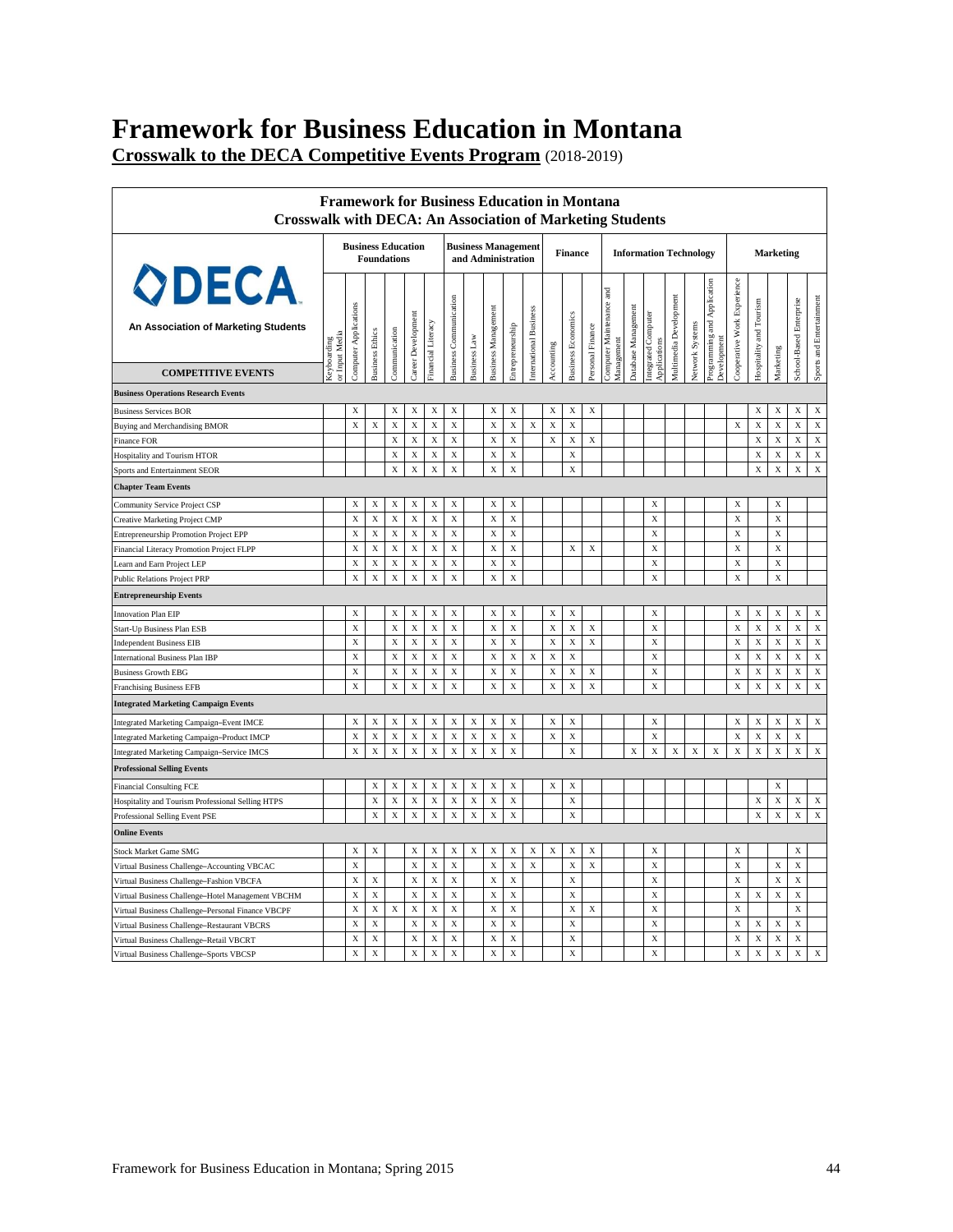# Framework for Business Education in Montana

**Crosswalk to the DECA Competitive Events Program** (2018-2019)

**Framework for Business Education in Montana**
**Crosswalk with DECA: An Association of Marketing Students**

| DECA – An Association of Marketing Students | Business Education Foundations | | | | | | Business Management and Administration | | | | | Finance | | | Information Technology | | | | | | Marketing | | | | |
|---|---|---|---|---|---|---|---|---|---|---|---|---|---|---|---|---|---|---|---|---|---|---|---|---|---|
| **COMPETITIVE EVENTS** | Keyboarding or Input Media | Computer Applications | Business Ethics | Communication | Career Development | Financial Literacy | Business Communication | Business Law | Business Management | Entrepreneurship | International Business | Accounting | Business Economics | Personal Finance | Computer Maintenance and Management | Database Management | Integrated Computer Applications | Multimedia Development | Network Systems | Programming and Application Development | Cooperative Work Experience | Hospitality and Tourism | Marketing | School-Based Enterprise | Sports and Entertainment |
| **Business Operations Research Events** | | | | | | | | | | | | | | | | | | | | | | | | | |
| Business Services BOR | | X | | X | X | X | X | | X | X | | X | X | X | | | | | | | | X | X | X | X |
| Buying and Merchandising BMOR | | X | X | X | X | X | X | | X | X | X | X | X | | | | | | | | X | X | X | X | X |
| Finance FOR | | | | X | X | X | X | | X | X | | X | X | X | | | | | | | | X | X | X | X |
| Hospitality and Tourism HTOR | | | | X | X | X | X | | X | X | | | X | | | | | | | | | X | X | X | X |
| Sports and Entertainment SEOR | | | | X | X | X | X | | X | X | | | X | | | | | | | | | X | X | X | X |
| **Chapter Team Events** | | | | | | | | | | | | | | | | | | | | | | | | | |
| Community Service Project CSP | | X | X | X | X | X | X | | X | X | | | | | | | X | | | | X | | X | | |
| Creative Marketing Project CMP | | X | X | X | X | X | X | | X | X | | | | | | | X | | | | X | | X | | |
| Entrepreneurship Promotion Project EPP | | X | X | X | X | X | X | | X | X | | | | | | | X | | | | X | | X | | |
| Financial Literacy Promotion Project FLPP | | X | X | X | X | X | X | | X | X | | | X | X | | | X | | | | X | | X | | |
| Learn and Earn Project LEP | | X | X | X | X | X | X | | X | X | | | | | | | X | | | | X | | X | | |
| Public Relations Project PRP | | X | X | X | X | X | X | | X | X | | | | | | | X | | | | X | | X | | |
| **Entrepreneurship Events** | | | | | | | | | | | | | | | | | | | | | | | | | |
| Innovation Plan EIP | | X | | X | X | X | X | | X | X | | X | X | | | | X | | | | X | X | X | X | X |
| Start-Up Business Plan ESB | | X | | X | X | X | X | | X | X | | X | X | X | | | X | | | | X | X | X | X | X |
| Independent Business EIB | | X | | X | X | X | X | | X | X | | X | X | X | | | X | | | | X | X | X | X | X |
| International Business Plan IBP | | X | | X | X | X | X | | X | X | X | X | X | | | | X | | | | X | X | X | X | X |
| Business Growth EBG | | X | | X | X | X | X | | X | X | | X | X | X | | | X | | | | X | X | X | X | X |
| Franchising Business EFB | | X | | X | X | X | X | | X | X | | X | X | X | | | X | | | | X | X | X | X | X |
| **Integrated Marketing Campaign Events** | | | | | | | | | | | | | | | | | | | | | | | | | |
| Integrated Marketing Campaign–Event IMCE | | X | X | X | X | X | X | X | X | X | | X | X | | | | X | | | | X | X | X | X | X |
| Integrated Marketing Campaign–Product IMCP | | X | X | X | X | X | X | X | X | X | | X | X | | | | X | | | | X | X | X | X | |
| Integrated Marketing Campaign–Service IMCS | | X | X | X | X | X | X | X | X | X | | | X | | | X | X | X | X | X | X | X | X | X | X |
| **Professional Selling Events** | | | | | | | | | | | | | | | | | | | | | | | | | |
| Financial Consulting FCE | | | X | X | X | X | X | X | X | X | | X | X | | | | | | | | | | X | | |
| Hospitality and Tourism Professional Selling HTPS | | | X | X | X | X | X | X | X | X | | | X | | | | | | | | | X | X | X | X |
| Professional Selling Event PSE | | | X | X | X | X | X | X | X | X | | | X | | | | | | | | | X | X | X | X |
| **Online Events** | | | | | | | | | | | | | | | | | | | | | | | | | |
| Stock Market Game SMG | | X | X | | X | X | X | X | X | X | X | X | X | X | | | X | | | | X | | | X | |
| Virtual Business Challenge–Accounting VBCAC | | X | | | X | X | X | | X | X | X | | X | X | | | X | | | | X | | X | X | |
| Virtual Business Challenge–Fashion VBCFA | | X | X | | X | X | X | | X | X | | | X | | | | X | | | | X | | X | X | |
| Virtual Business Challenge–Hotel Management VBCHM | | X | X | | X | X | X | | X | X | | | X | | | | X | | | | X | X | X | X | |
| Virtual Business Challenge–Personal Finance VBCPF | | X | X | X | X | X | X | | X | X | | | X | X | | | X | | | | X | | | X | |
| Virtual Business Challenge–Restaurant VBCRS | | X | X | | X | X | X | | X | X | | | X | | | | X | | | | X | X | X | X | |
| Virtual Business Challenge–Retail VBCRT | | X | X | | X | X | X | | X | X | | | X | | | | X | | | | X | X | X | X | |
| Virtual Business Challenge–Sports VBCSP | | X | X | | X | X | X | | X | X | | | X | | | | X | | | | X | X | X | X | X |